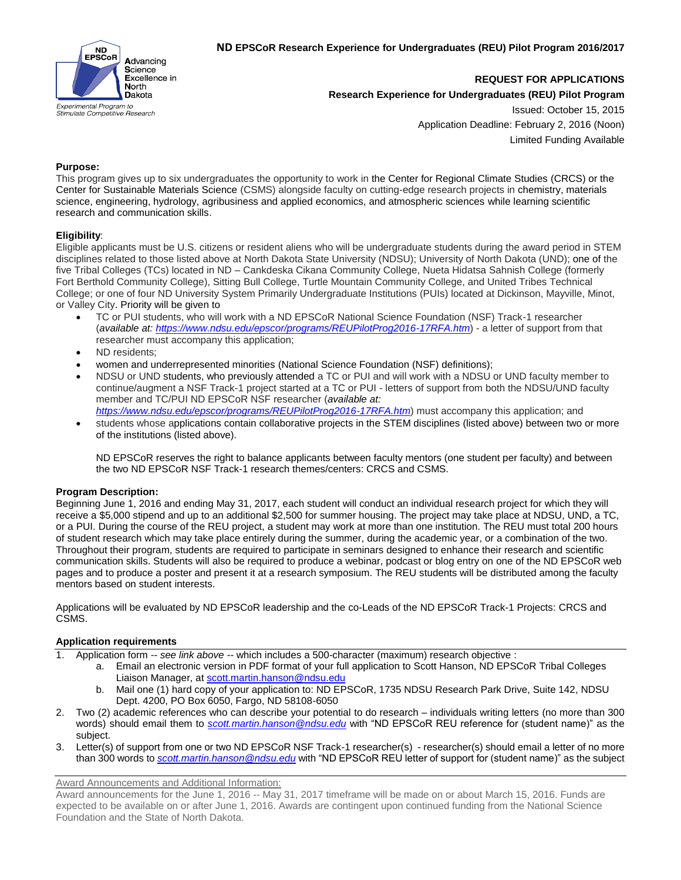ND EPSCoR Advancing Science Excellence in North Dakota

*Experimental Program to Stimulate Competitive Research*

**ND EPSCoR Research Experience for Undergraduates (REU) Pilot Program 2016/2017**

**REQUEST FOR APPLICATIONS**

**Research Experience for Undergraduates (REU) Pilot Program**

Issued: October 15, 2015

Application Deadline: February 2, 2016 (Noon)

Limited Funding Available

**Purpose:**

This program gives up to six undergraduates the opportunity to work in the Center for Regional Climate Studies (CRCS) or the Center for Sustainable Materials Science (CSMS) alongside faculty on cutting-edge research projects in chemistry, materials science, engineering, hydrology, agribusiness and applied economics, and atmospheric sciences while learning scientific research and communication skills.

**Eligibility**:

Eligible applicants must be U.S. citizens or resident aliens who will be undergraduate students during the award period in STEM disciplines related to those listed above at North Dakota State University (NDSU); University of North Dakota (UND); one of the five Tribal Colleges (TCs) located in ND – Cankdeska Cikana Community College, Nueta Hidatsa Sahnish College (formerly Fort Berthold Community College), Sitting Bull College, Turtle Mountain Community College, and United Tribes Technical College; or one of four ND University System Primarily Undergraduate Institutions (PUIs) located at Dickinson, Mayville, Minot, or Valley City. Priority will be given to

- TC or PUI students, who will work with a ND EPSCoR National Science Foundation (NSF) Track-1 researcher (*available at: https://www.ndsu.edu/epscor/programs/REUPilotProg2016-17RFA.htm*) - a letter of support from that researcher must accompany this application;
- ND residents;
- women and underrepresented minorities (National Science Foundation (NSF) definitions);
- NDSU or UND students, who previously attended a TC or PUI and will work with a NDSU or UND faculty member to continue/augment a NSF Track-1 project started at a TC or PUI - letters of support from both the NDSU/UND faculty member and TC/PUI ND EPSCoR NSF researcher (*available at: https://www.ndsu.edu/epscor/programs/REUPilotProg2016-17RFA.htm*) must accompany this application; and
- students whose applications contain collaborative projects in the STEM disciplines (listed above) between two or more of the institutions (listed above).

  ND EPSCoR reserves the right to balance applicants between faculty mentors (one student per faculty) and between the two ND EPSCoR NSF Track-1 research themes/centers: CRCS and CSMS.

**Program Description:**

Beginning June 1, 2016 and ending May 31, 2017, each student will conduct an individual research project for which they will receive a $5,000 stipend and up to an additional $2,500 for summer housing. The project may take place at NDSU, UND, a TC, or a PUI. During the course of the REU project, a student may work at more than one institution. The REU must total 200 hours of student research which may take place entirely during the summer, during the academic year, or a combination of the two. Throughout their program, students are required to participate in seminars designed to enhance their research and scientific communication skills. Students will also be required to produce a webinar, podcast or blog entry on one of the ND EPSCoR web pages and to produce a poster and present it at a research symposium. The REU students will be distributed among the faculty mentors based on student interests.

Applications will be evaluated by ND EPSCoR leadership and the co-Leads of the ND EPSCoR Track-1 Projects: CRCS and CSMS.

**Application requirements**

1. Application form -- *see link above* -- which includes a 500-character (maximum) research objective :
   a. Email an electronic version in PDF format of your full application to Scott Hanson, ND EPSCoR Tribal Colleges Liaison Manager, at scott.martin.hanson@ndsu.edu
   b. Mail one (1) hard copy of your application to: ND EPSCoR, 1735 NDSU Research Park Drive, Suite 142, NDSU Dept. 4200, PO Box 6050, Fargo, ND 58108-6050
2. Two (2) academic references who can describe your potential to do research – individuals writing letters (no more than 300 words) should email them to *scott.martin.hanson@ndsu.edu* with "ND EPSCoR REU reference for (student name)" as the subject.
3. Letter(s) of support from one or two ND EPSCoR NSF Track-1 researcher(s) - researcher(s) should email a letter of no more than 300 words to *scott.martin.hanson@ndsu.edu* with "ND EPSCoR REU letter of support for (student name)" as the subject

Award Announcements and Additional Information:

Award announcements for the June 1, 2016 -- May 31, 2017 timeframe will be made on or about March 15, 2016. Funds are expected to be available on or after June 1, 2016. Awards are contingent upon continued funding from the National Science Foundation and the State of North Dakota.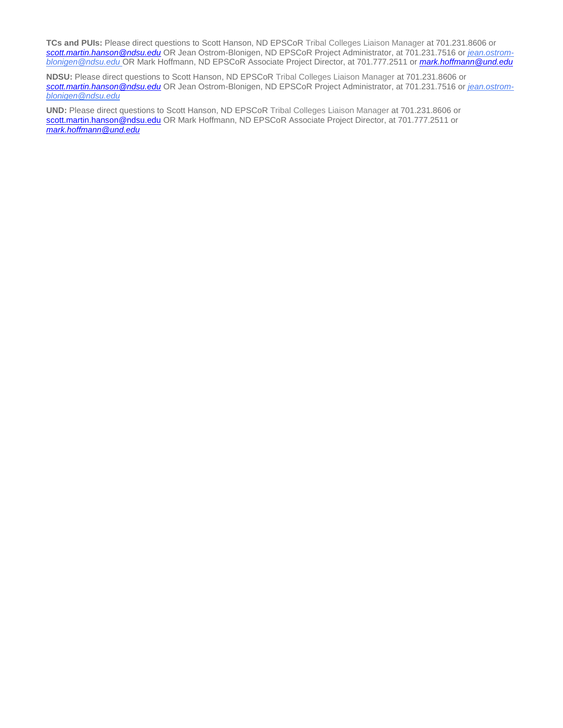**TCs and PUIs:** Please direct questions to Scott Hanson, ND EPSCoR Tribal Colleges Liaison Manager at 701.231.8606 or *scott.martin.hanson@ndsu.edu* OR Jean Ostrom-Blonigen, ND EPSCoR Project Administrator, at 701.231.7516 or *jean.ostrom-blonigen@ndsu.edu* OR Mark Hoffmann, ND EPSCoR Associate Project Director, at 701.777.2511 or *mark.hoffmann@und.edu*

**NDSU:** Please direct questions to Scott Hanson, ND EPSCoR Tribal Colleges Liaison Manager at 701.231.8606 or *scott.martin.hanson@ndsu.edu* OR Jean Ostrom-Blonigen, ND EPSCoR Project Administrator, at 701.231.7516 or *jean.ostrom-blonigen@ndsu.edu*

**UND:** Please direct questions to Scott Hanson, ND EPSCoR Tribal Colleges Liaison Manager at 701.231.8606 or scott.martin.hanson@ndsu.edu OR Mark Hoffmann, ND EPSCoR Associate Project Director, at 701.777.2511 or *mark.hoffmann@und.edu*